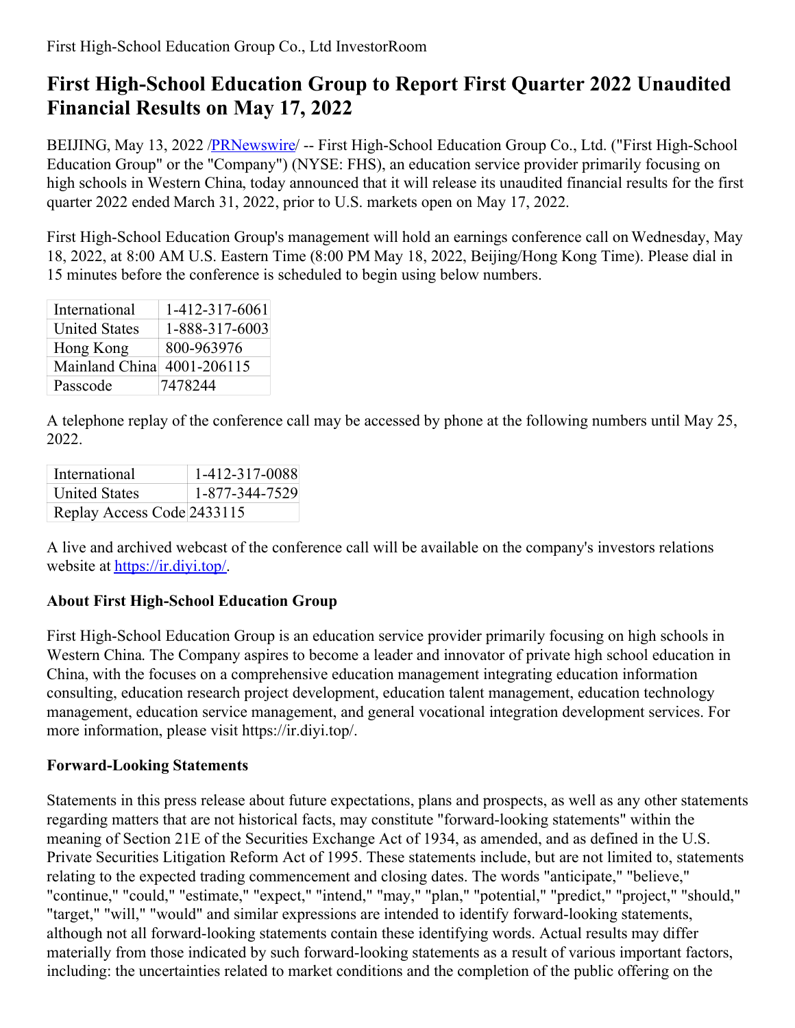First High-School Education Group Co., Ltd InvestorRoom

# First High-School Education Group to Report First Quarter 2022 Unaudited Financial Results on May 17, 2022

BEIJING, May 13, 2022 /[PRNewswire](http://www.prnewswire.com/)/ -- First High-School Education Group Co., Ltd. ("First High-School Education Group" or the "Company") (NYSE: FHS), an education service provider primarily focusing on high schools in Western China, today announced that it will release its unaudited financial results for the first quarter 2022 ended March 31, 2022, prior to U.S. markets open on May 17, 2022.

First High-School Education Group's management will hold an earnings conference call on Wednesday, May 18, 2022, at 8:00 AM U.S. Eastern Time (8:00 PM May 18, 2022, Beijing/Hong Kong Time). Please dial in 15 minutes before the conference is scheduled to begin using below numbers.

| | |
|---|---|
| International | 1-412-317-6061 |
| United States | 1-888-317-6003 |
| Hong Kong | 800-963976 |
| Mainland China | 4001-206115 |
| Passcode | 7478244 |

A telephone replay of the conference call may be accessed by phone at the following numbers until May 25, 2022.

| | |
|---|---|
| International | 1-412-317-0088 |
| United States | 1-877-344-7529 |
| Replay Access Code | 2433115 |

A live and archived webcast of the conference call will be available on the company's investors relations website at [https://ir.diyi.top/](https://ir.diyi.top/).

### About First High-School Education Group

First High-School Education Group is an education service provider primarily focusing on high schools in Western China. The Company aspires to become a leader and innovator of private high school education in China, with the focuses on a comprehensive education management integrating education information consulting, education research project development, education talent management, education technology management, education service management, and general vocational integration development services. For more information, please visit https://ir.diyi.top/.

### Forward-Looking Statements

Statements in this press release about future expectations, plans and prospects, as well as any other statements regarding matters that are not historical facts, may constitute "forward-looking statements" within the meaning of Section 21E of the Securities Exchange Act of 1934, as amended, and as defined in the U.S. Private Securities Litigation Reform Act of 1995. These statements include, but are not limited to, statements relating to the expected trading commencement and closing dates. The words "anticipate," "believe," "continue," "could," "estimate," "expect," "intend," "may," "plan," "potential," "predict," "project," "should," "target," "will," "would" and similar expressions are intended to identify forward-looking statements, although not all forward-looking statements contain these identifying words. Actual results may differ materially from those indicated by such forward-looking statements as a result of various important factors, including: the uncertainties related to market conditions and the completion of the public offering on the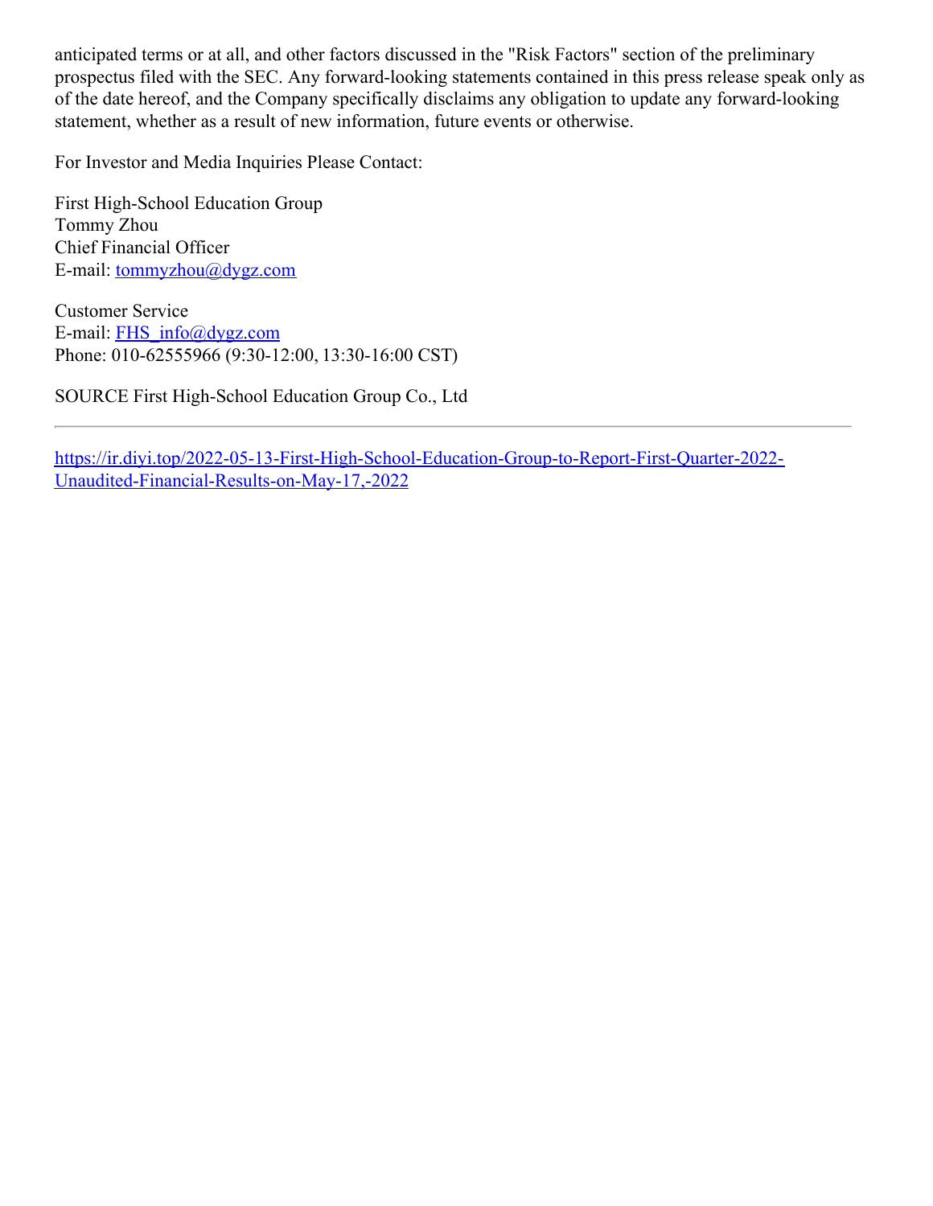anticipated terms or at all, and other factors discussed in the "Risk Factors" section of the preliminary prospectus filed with the SEC. Any forward-looking statements contained in this press release speak only as of the date hereof, and the Company specifically disclaims any obligation to update any forward-looking statement, whether as a result of new information, future events or otherwise.

For Investor and Media Inquiries Please Contact:

First High-School Education Group
Tommy Zhou
Chief Financial Officer
E-mail: tommyzhou@dygz.com

Customer Service
E-mail: FHS_info@dygz.com
Phone: 010-62555966 (9:30-12:00, 13:30-16:00 CST)

SOURCE First High-School Education Group Co., Ltd

---

https://ir.diyi.top/2022-05-13-First-High-School-Education-Group-to-Report-First-Quarter-2022-Unaudited-Financial-Results-on-May-17,-2022